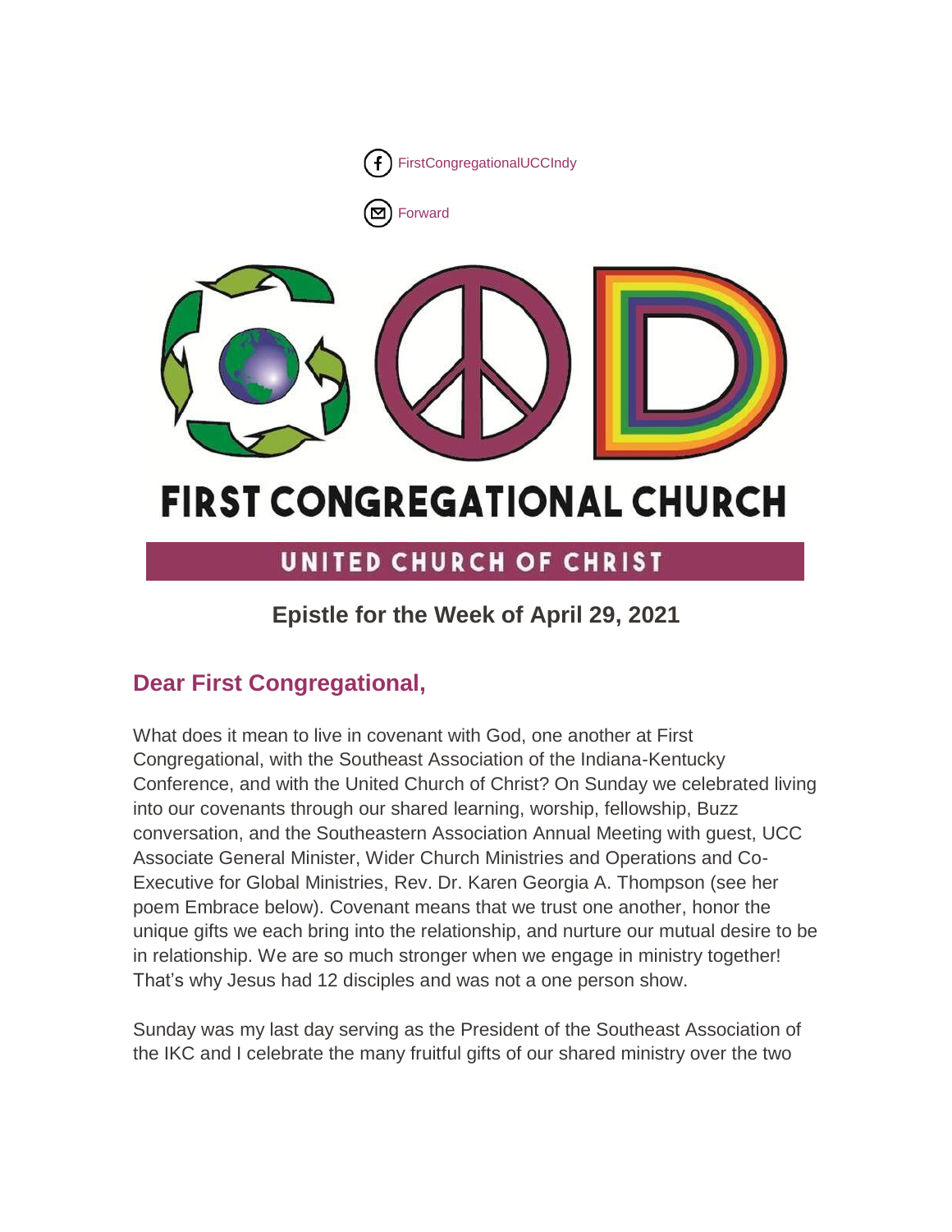FirstCongregationalUCCIndy

Forward

# FIRST CONGREGATIONAL CHURCH

## UNITED CHURCH OF CHRIST

### Epistle for the Week of April 29, 2021

## Dear First Congregational,

What does it mean to live in covenant with God, one another at First Congregational, with the Southeast Association of the Indiana-Kentucky Conference, and with the United Church of Christ? On Sunday we celebrated living into our covenants through our shared learning, worship, fellowship, Buzz conversation, and the Southeastern Association Annual Meeting with guest, UCC Associate General Minister, Wider Church Ministries and Operations and Co-Executive for Global Ministries, Rev. Dr. Karen Georgia A. Thompson (see her poem Embrace below). Covenant means that we trust one another, honor the unique gifts we each bring into the relationship, and nurture our mutual desire to be in relationship. We are so much stronger when we engage in ministry together! That's why Jesus had 12 disciples and was not a one person show.

Sunday was my last day serving as the President of the Southeast Association of the IKC and I celebrate the many fruitful gifts of our shared ministry over the two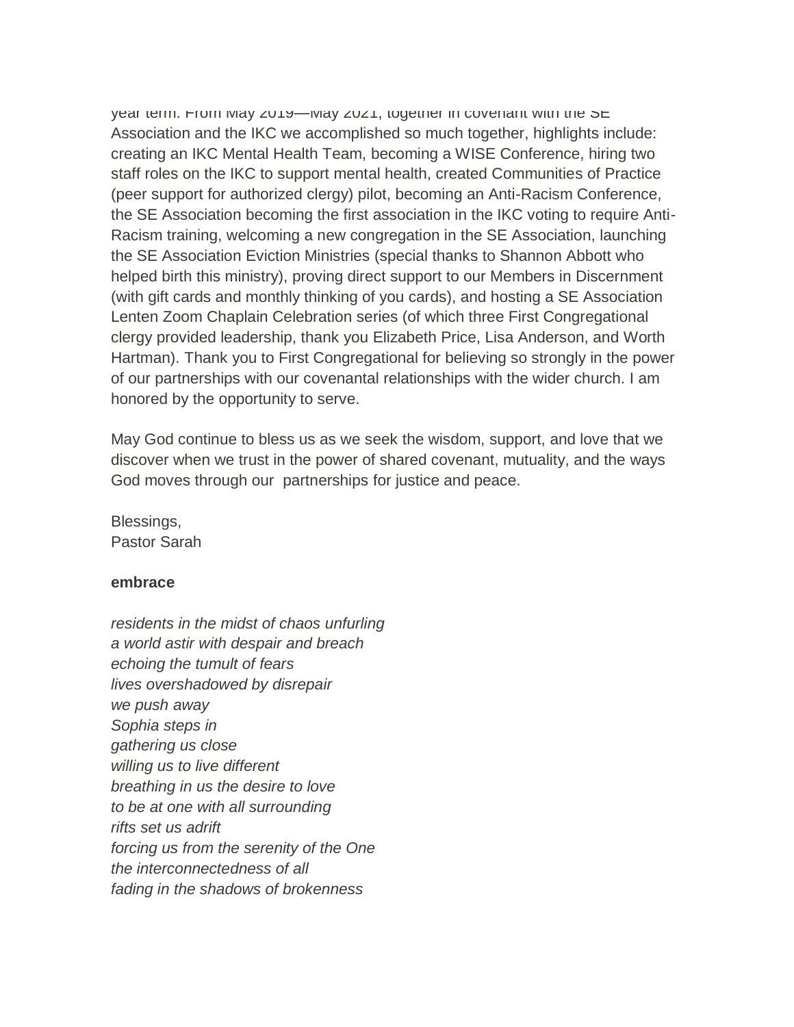year term. From May 2019—May 2021, together in covenant with the SE Association and the IKC we accomplished so much together, highlights include: creating an IKC Mental Health Team, becoming a WISE Conference, hiring two staff roles on the IKC to support mental health, created Communities of Practice (peer support for authorized clergy) pilot, becoming an Anti-Racism Conference, the SE Association becoming the first association in the IKC voting to require Anti-Racism training, welcoming a new congregation in the SE Association, launching the SE Association Eviction Ministries (special thanks to Shannon Abbott who helped birth this ministry), proving direct support to our Members in Discernment (with gift cards and monthly thinking of you cards), and hosting a SE Association Lenten Zoom Chaplain Celebration series (of which three First Congregational clergy provided leadership, thank you Elizabeth Price, Lisa Anderson, and Worth Hartman). Thank you to First Congregational for believing so strongly in the power of our partnerships with our covenantal relationships with the wider church. I am honored by the opportunity to serve.

May God continue to bless us as we seek the wisdom, support, and love that we discover when we trust in the power of shared covenant, mutuality, and the ways God moves through our partnerships for justice and peace.

Blessings,
Pastor Sarah

**embrace**

*residents in the midst of chaos unfurling*
*a world astir with despair and breach*
*echoing the tumult of fears*
*lives overshadowed by disrepair*
*we push away*
*Sophia steps in*
*gathering us close*
*willing us to live different*
*breathing in us the desire to love*
*to be at one with all surrounding*
*rifts set us adrift*
*forcing us from the serenity of the One*
*the interconnectedness of all*
*fading in the shadows of brokenness*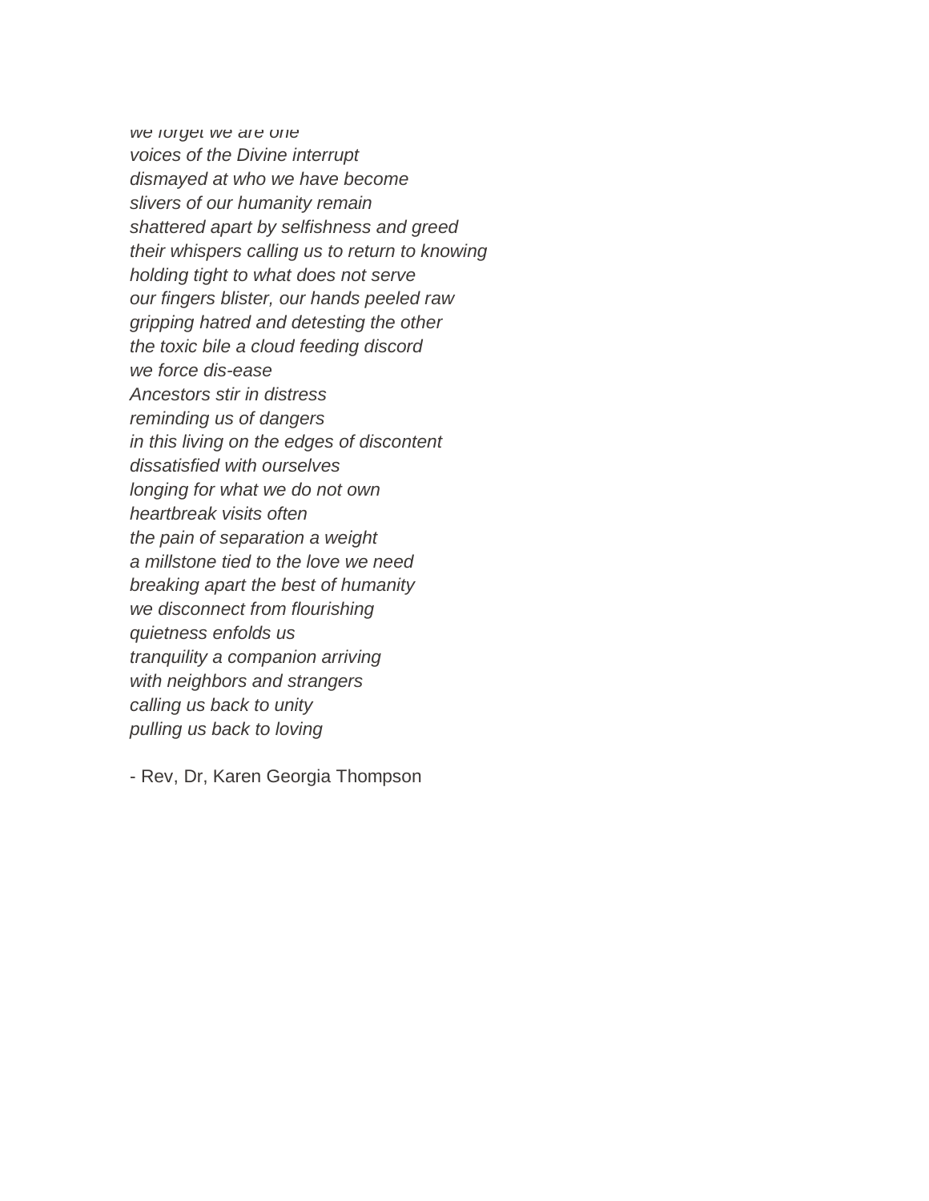*we forget we are one*
*voices of the Divine interrupt*
*dismayed at who we have become*
*slivers of our humanity remain*
*shattered apart by selfishness and greed*
*their whispers calling us to return to knowing*
*holding tight to what does not serve*
*our fingers blister, our hands peeled raw*
*gripping hatred and detesting the other*
*the toxic bile a cloud feeding discord*
*we force dis-ease*
*Ancestors stir in distress*
*reminding us of dangers*
*in this living on the edges of discontent*
*dissatisfied with ourselves*
*longing for what we do not own*
*heartbreak visits often*
*the pain of separation a weight*
*a millstone tied to the love we need*
*breaking apart the best of humanity*
*we disconnect from flourishing*
*quietness enfolds us*
*tranquility a companion arriving*
*with neighbors and strangers*
*calling us back to unity*
*pulling us back to loving*

- Rev, Dr, Karen Georgia Thompson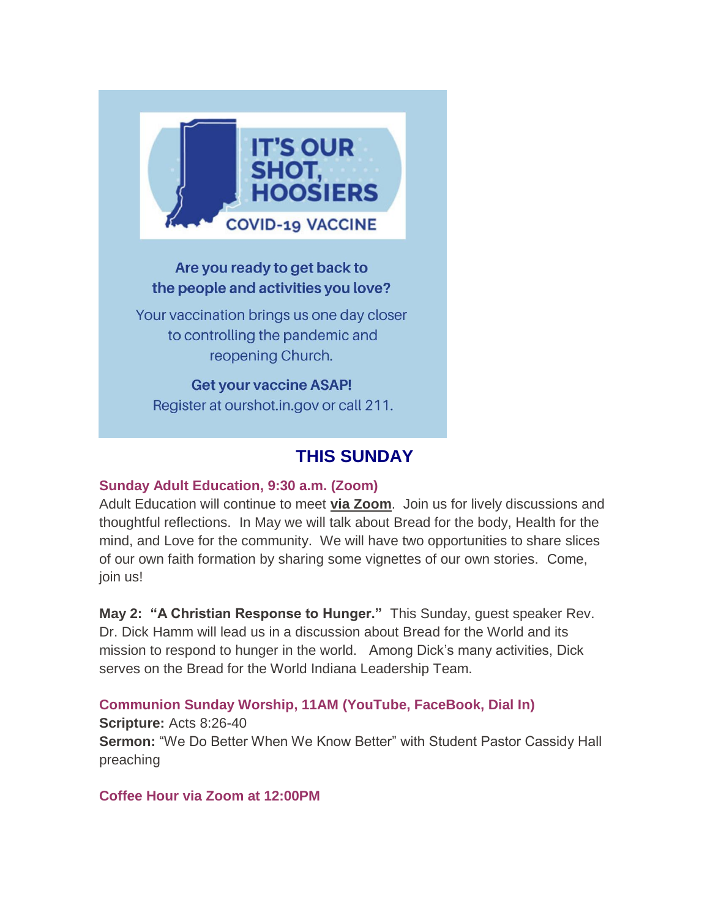IT'S OUR SHOT, HOOSIERS

COVID-19 VACCINE

**Are you ready to get back to the people and activities you love?**

Your vaccination brings us one day closer to controlling the pandemic and reopening Church.

**Get your vaccine ASAP!**

Register at ourshot.in.gov or call 211.

## THIS SUNDAY

### Sunday Adult Education, 9:30 a.m. (Zoom)

Adult Education will continue to meet **via Zoom**. Join us for lively discussions and thoughtful reflections. In May we will talk about Bread for the body, Health for the mind, and Love for the community. We will have two opportunities to share slices of our own faith formation by sharing some vignettes of our own stories. Come, join us!

**May 2: "A Christian Response to Hunger."** This Sunday, guest speaker Rev. Dr. Dick Hamm will lead us in a discussion about Bread for the World and its mission to respond to hunger in the world. Among Dick's many activities, Dick serves on the Bread for the World Indiana Leadership Team.

### Communion Sunday Worship, 11AM (YouTube, FaceBook, Dial In)

**Scripture:** Acts 8:26-40
**Sermon:** "We Do Better When We Know Better" with Student Pastor Cassidy Hall preaching

### Coffee Hour via Zoom at 12:00PM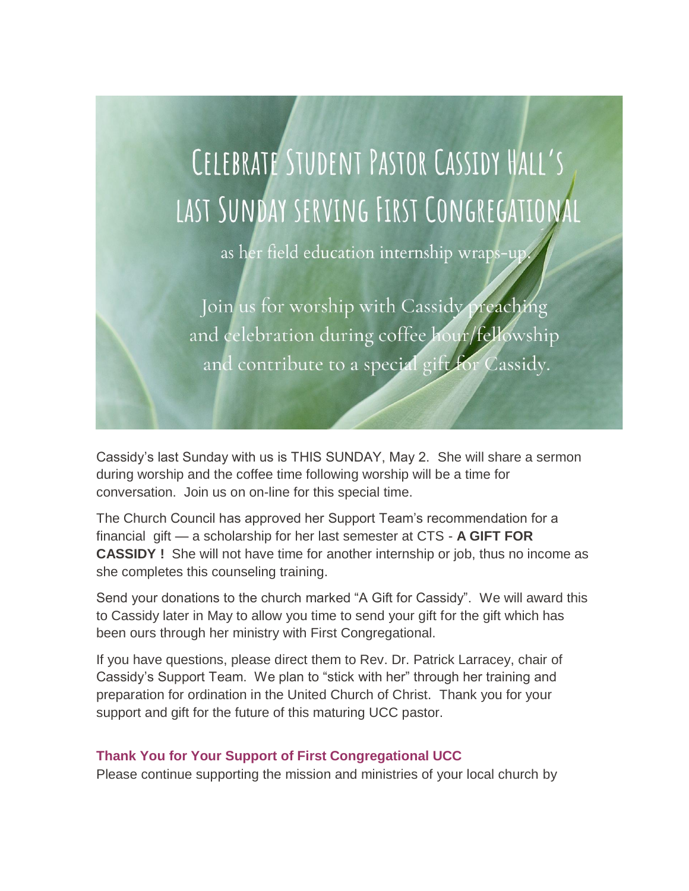# Celebrate Student Pastor Cassidy Hall's last Sunday serving First Congregational

as her field education internship wraps-up.

Join us for worship with Cassidy preaching and celebration during coffee hour/fellowship and contribute to a special gift for Cassidy.

Cassidy's last Sunday with us is THIS SUNDAY, May 2. She will share a sermon during worship and the coffee time following worship will be a time for conversation. Join us on on-line for this special time.

The Church Council has approved her Support Team's recommendation for a financial gift — a scholarship for her last semester at CTS - **A GIFT FOR CASSIDY !** She will not have time for another internship or job, thus no income as she completes this counseling training.

Send your donations to the church marked "A Gift for Cassidy". We will award this to Cassidy later in May to allow you time to send your gift for the gift which has been ours through her ministry with First Congregational.

If you have questions, please direct them to Rev. Dr. Patrick Larracey, chair of Cassidy's Support Team. We plan to "stick with her" through her training and preparation for ordination in the United Church of Christ. Thank you for your support and gift for the future of this maturing UCC pastor.

### Thank You for Your Support of First Congregational UCC

Please continue supporting the mission and ministries of your local church by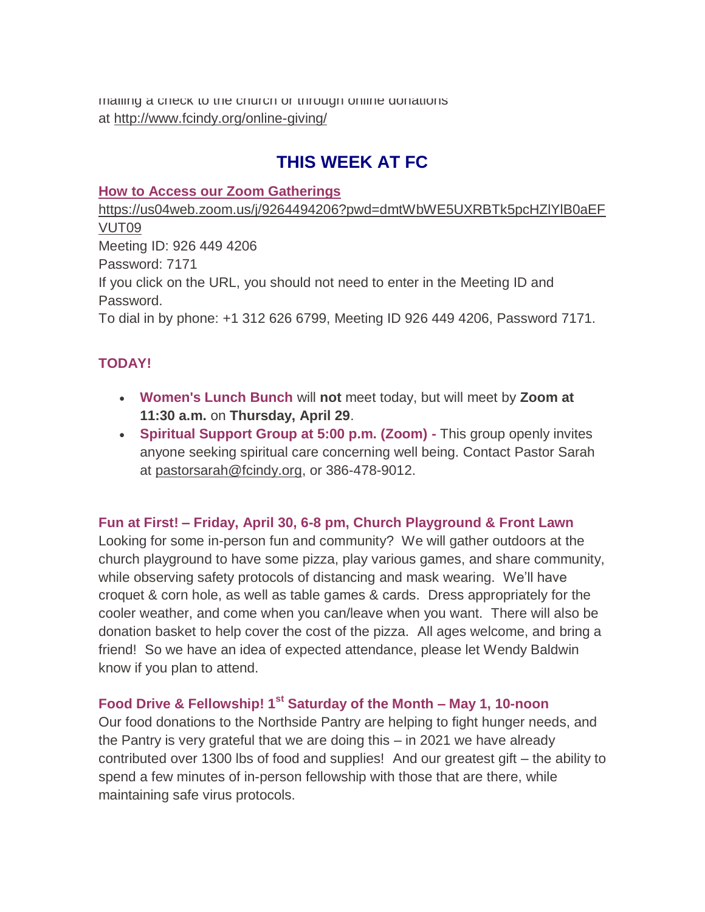mailing a check to the church or through online donations at http://www.fcindy.org/online-giving/

## THIS WEEK AT FC

**How to Access our Zoom Gatherings**

https://us04web.zoom.us/j/9264494206?pwd=dmtWbWE5UXRBTk5pcHZlYlB0aEFVUT09
Meeting ID: 926 449 4206
Password: 7171
If you click on the URL, you should not need to enter in the Meeting ID and Password.
To dial in by phone: +1 312 626 6799, Meeting ID 926 449 4206, Password 7171.

**TODAY!**

- **Women's Lunch Bunch** will **not** meet today, but will meet by **Zoom at 11:30 a.m.** on **Thursday, April 29**.
- **Spiritual Support Group at 5:00 p.m. (Zoom) -** This group openly invites anyone seeking spiritual care concerning well being. Contact Pastor Sarah at pastorsarah@fcindy.org, or 386-478-9012.

**Fun at First! – Friday, April 30, 6-8 pm, Church Playground & Front Lawn**

Looking for some in-person fun and community? We will gather outdoors at the church playground to have some pizza, play various games, and share community, while observing safety protocols of distancing and mask wearing. We'll have croquet & corn hole, as well as table games & cards. Dress appropriately for the cooler weather, and come when you can/leave when you want. There will also be donation basket to help cover the cost of the pizza. All ages welcome, and bring a friend! So we have an idea of expected attendance, please let Wendy Baldwin know if you plan to attend.

**Food Drive & Fellowship! 1st Saturday of the Month – May 1, 10-noon**

Our food donations to the Northside Pantry are helping to fight hunger needs, and the Pantry is very grateful that we are doing this – in 2021 we have already contributed over 1300 lbs of food and supplies! And our greatest gift – the ability to spend a few minutes of in-person fellowship with those that are there, while maintaining safe virus protocols.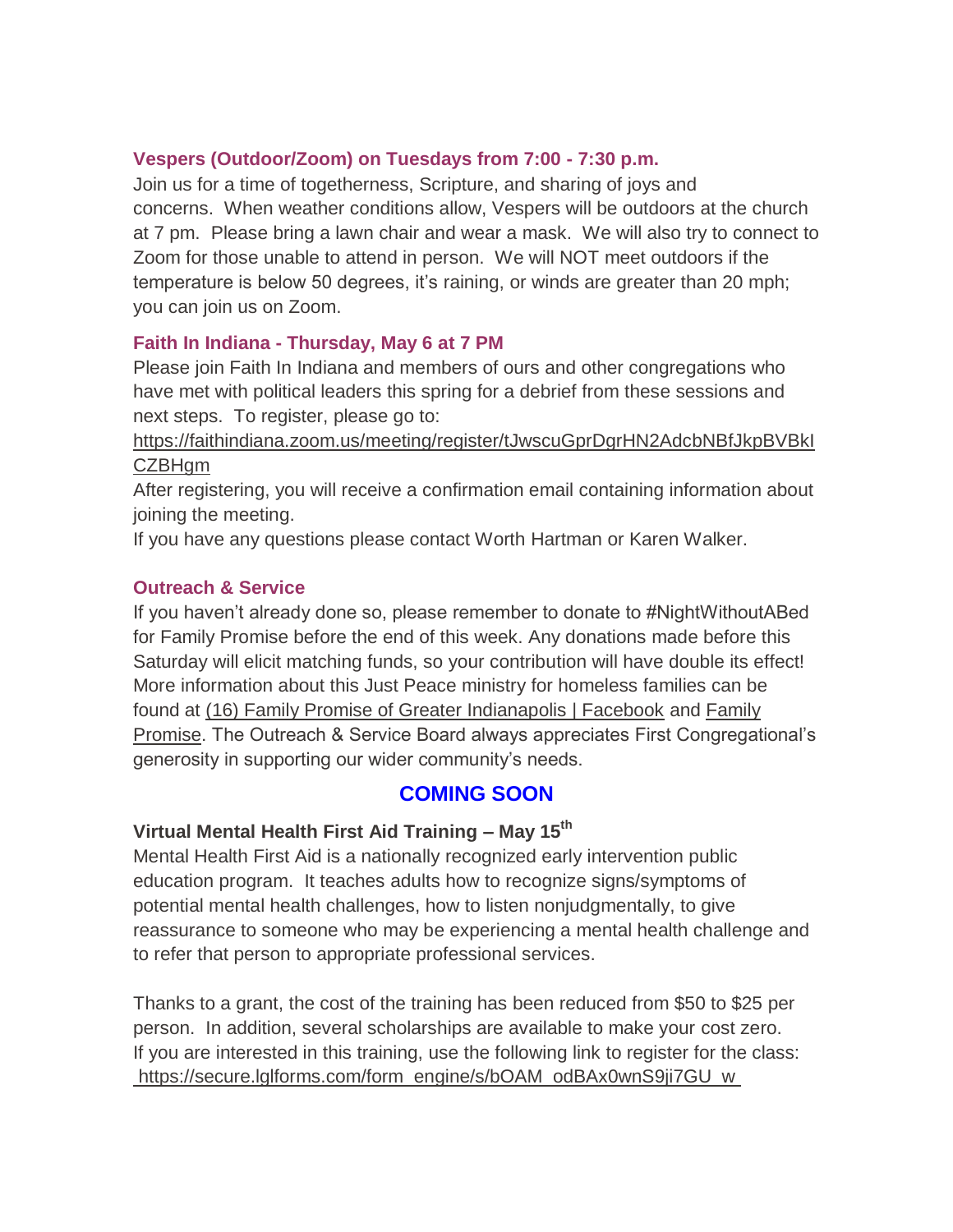### Vespers (Outdoor/Zoom) on Tuesdays from 7:00 - 7:30 p.m.

Join us for a time of togetherness, Scripture, and sharing of joys and concerns. When weather conditions allow, Vespers will be outdoors at the church at 7 pm. Please bring a lawn chair and wear a mask. We will also try to connect to Zoom for those unable to attend in person. We will NOT meet outdoors if the temperature is below 50 degrees, it's raining, or winds are greater than 20 mph; you can join us on Zoom.

### Faith In Indiana - Thursday, May 6 at 7 PM

Please join Faith In Indiana and members of ours and other congregations who have met with political leaders this spring for a debrief from these sessions and next steps. To register, please go to:
https://faithindiana.zoom.us/meeting/register/tJwscuGprDgrHN2AdcbNBfJkpBVBkICZBHgm
After registering, you will receive a confirmation email containing information about joining the meeting.
If you have any questions please contact Worth Hartman or Karen Walker.

### Outreach & Service

If you haven't already done so, please remember to donate to #NightWithoutABed for Family Promise before the end of this week. Any donations made before this Saturday will elicit matching funds, so your contribution will have double its effect! More information about this Just Peace ministry for homeless families can be found at (16) Family Promise of Greater Indianapolis | Facebook and Family Promise. The Outreach & Service Board always appreciates First Congregational's generosity in supporting our wider community's needs.

## COMING SOON

### Virtual Mental Health First Aid Training – May 15th

Mental Health First Aid is a nationally recognized early intervention public education program. It teaches adults how to recognize signs/symptoms of potential mental health challenges, how to listen nonjudgmentally, to give reassurance to someone who may be experiencing a mental health challenge and to refer that person to appropriate professional services.

Thanks to a grant, the cost of the training has been reduced from $50 to $25 per person. In addition, several scholarships are available to make your cost zero. If you are interested in this training, use the following link to register for the class:
https://secure.lglforms.com/form_engine/s/bOAM_odBAx0wnS9ji7GU_w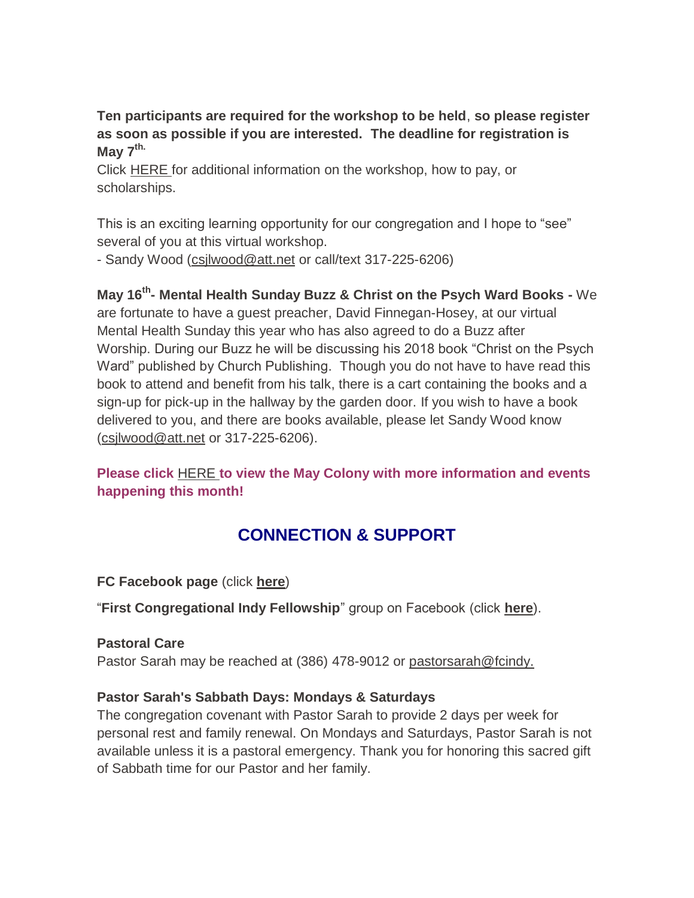**Ten participants are required for the workshop to be held**, **so please register as soon as possible if you are interested. The deadline for registration is May 7th.**
Click HERE for additional information on the workshop, how to pay, or scholarships.

This is an exciting learning opportunity for our congregation and I hope to "see" several of you at this virtual workshop.
- Sandy Wood (csjlwood@att.net or call/text 317-225-6206)

**May 16th- Mental Health Sunday Buzz & Christ on the Psych Ward Books -** We are fortunate to have a guest preacher, David Finnegan-Hosey, at our virtual Mental Health Sunday this year who has also agreed to do a Buzz after Worship. During our Buzz he will be discussing his 2018 book "Christ on the Psych Ward" published by Church Publishing. Though you do not have to have read this book to attend and benefit from his talk, there is a cart containing the books and a sign-up for pick-up in the hallway by the garden door. If you wish to have a book delivered to you, and there are books available, please let Sandy Wood know (csjlwood@att.net or 317-225-6206).

**Please click HERE to view the May Colony with more information and events happening this month!**

## CONNECTION & SUPPORT

**FC Facebook page** (click **here**)

"**First Congregational Indy Fellowship**" group on Facebook (click **here**).

**Pastoral Care**
Pastor Sarah may be reached at (386) 478-9012 or pastorsarah@fcindy.

**Pastor Sarah's Sabbath Days: Mondays & Saturdays**
The congregation covenant with Pastor Sarah to provide 2 days per week for personal rest and family renewal. On Mondays and Saturdays, Pastor Sarah is not available unless it is a pastoral emergency. Thank you for honoring this sacred gift of Sabbath time for our Pastor and her family.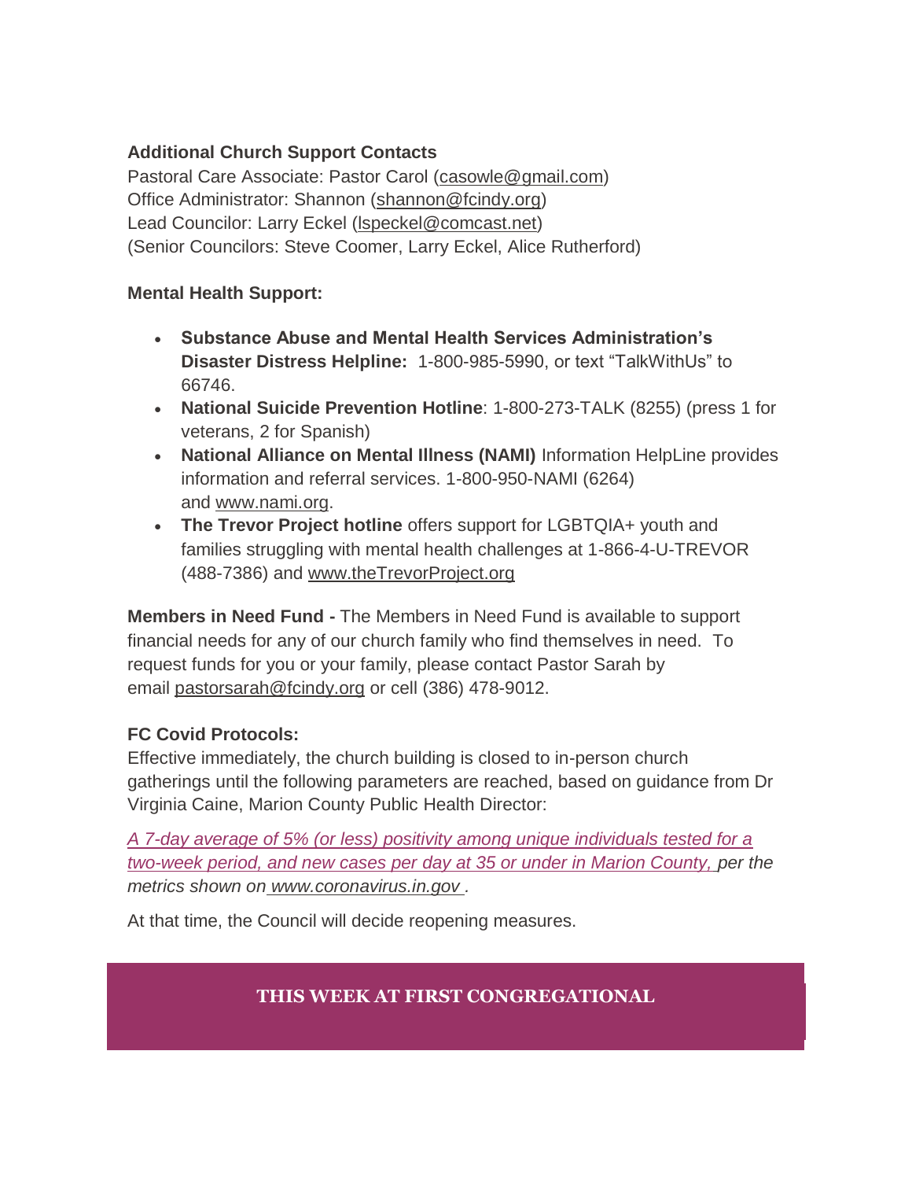**Additional Church Support Contacts**
Pastoral Care Associate: Pastor Carol (casowle@gmail.com)
Office Administrator: Shannon (shannon@fcindy.org)
Lead Councilor: Larry Eckel (lspeckel@comcast.net)
(Senior Councilors: Steve Coomer, Larry Eckel, Alice Rutherford)

**Mental Health Support:**

- **Substance Abuse and Mental Health Services Administration's Disaster Distress Helpline:** 1-800-985-5990, or text "TalkWithUs" to 66746.
- **National Suicide Prevention Hotline**: 1-800-273-TALK (8255) (press 1 for veterans, 2 for Spanish)
- **National Alliance on Mental Illness (NAMI)** Information HelpLine provides information and referral services. 1-800-950-NAMI (6264) and www.nami.org.
- **The Trevor Project hotline** offers support for LGBTQIA+ youth and families struggling with mental health challenges at 1-866-4-U-TREVOR (488-7386) and www.theTrevorProject.org

**Members in Need Fund -** The Members in Need Fund is available to support financial needs for any of our church family who find themselves in need. To request funds for you or your family, please contact Pastor Sarah by email pastorsarah@fcindy.org or cell (386) 478-9012.

**FC Covid Protocols:**
Effective immediately, the church building is closed to in-person church gatherings until the following parameters are reached, based on guidance from Dr Virginia Caine, Marion County Public Health Director:

*A 7-day average of 5% (or less) positivity among unique individuals tested for a two-week period, and new cases per day at 35 or under in Marion County, per the metrics shown on www.coronavirus.in.gov .*

At that time, the Council will decide reopening measures.

**THIS WEEK AT FIRST CONGREGATIONAL**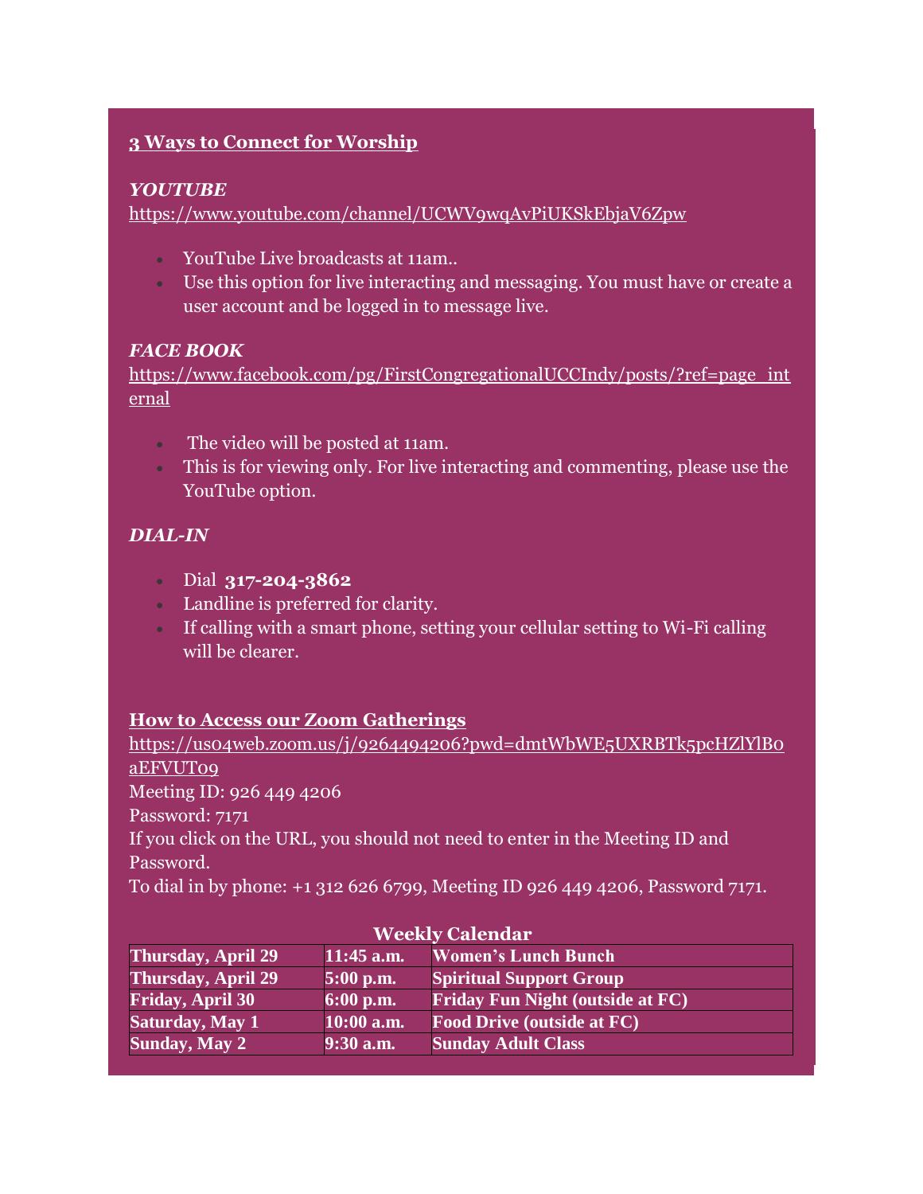## **3 Ways to Connect for Worship**

***YOUTUBE***

https://www.youtube.com/channel/UCWV9wqAvPiUKSkEbjaV6Zpw

- YouTube Live broadcasts at 11am..
- Use this option for live interacting and messaging. You must have or create a user account and be logged in to message live.

***FACE BOOK***

https://www.facebook.com/pg/FirstCongregationalUCCIndy/posts/?ref=page_internal

- The video will be posted at 11am.
- This is for viewing only. For live interacting and commenting, please use the YouTube option.

***DIAL-IN***

- Dial **317-204-3862**
- Landline is preferred for clarity.
- If calling with a smart phone, setting your cellular setting to Wi-Fi calling will be clearer.

## **How to Access our Zoom Gatherings**

https://us04web.zoom.us/j/9264494206?pwd=dmtWbWE5UXRBTk5pcHZlYlB0aEFVUT09

Meeting ID: 926 449 4206

Password: 7171

If you click on the URL, you should not need to enter in the Meeting ID and Password.

To dial in by phone: +1 312 626 6799, Meeting ID 926 449 4206, Password 7171.

**Weekly Calendar**

| | | |
|---|---|---|
| **Thursday, April 29** | **11:45 a.m.** | **Women's Lunch Bunch** |
| **Thursday, April 29** | **5:00 p.m.** | **Spiritual Support Group** |
| **Friday, April 30** | **6:00 p.m.** | **Friday Fun Night (outside at FC)** |
| **Saturday, May 1** | **10:00 a.m.** | **Food Drive (outside at FC)** |
| **Sunday, May 2** | **9:30 a.m.** | **Sunday Adult Class** |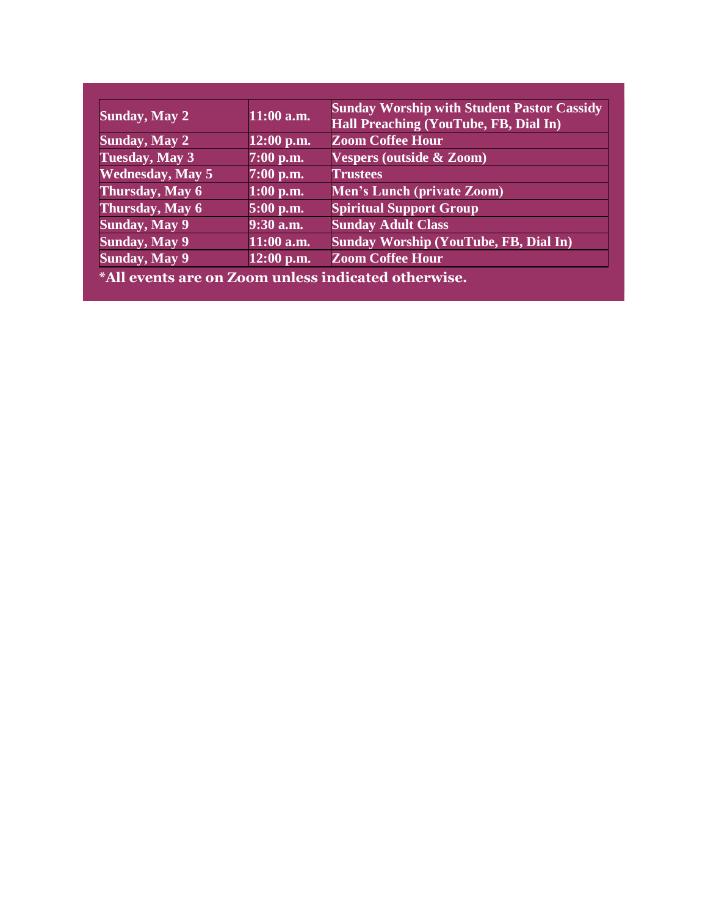| | | |
|---|---|---|
| **Sunday, May 2** | **11:00 a.m.** | **Sunday Worship with Student Pastor Cassidy Hall Preaching (YouTube, FB, Dial In)** |
| **Sunday, May 2** | **12:00 p.m.** | **Zoom Coffee Hour** |
| **Tuesday, May 3** | **7:00 p.m.** | **Vespers (outside & Zoom)** |
| **Wednesday, May 5** | **7:00 p.m.** | **Trustees** |
| **Thursday, May 6** | **1:00 p.m.** | **Men's Lunch (private Zoom)** |
| **Thursday, May 6** | **5:00 p.m.** | **Spiritual Support Group** |
| **Sunday, May 9** | **9:30 a.m.** | **Sunday Adult Class** |
| **Sunday, May 9** | **11:00 a.m.** | **Sunday Worship (YouTube, FB, Dial In)** |
| **Sunday, May 9** | **12:00 p.m.** | **Zoom Coffee Hour** |

**\*All events are on Zoom unless indicated otherwise.**